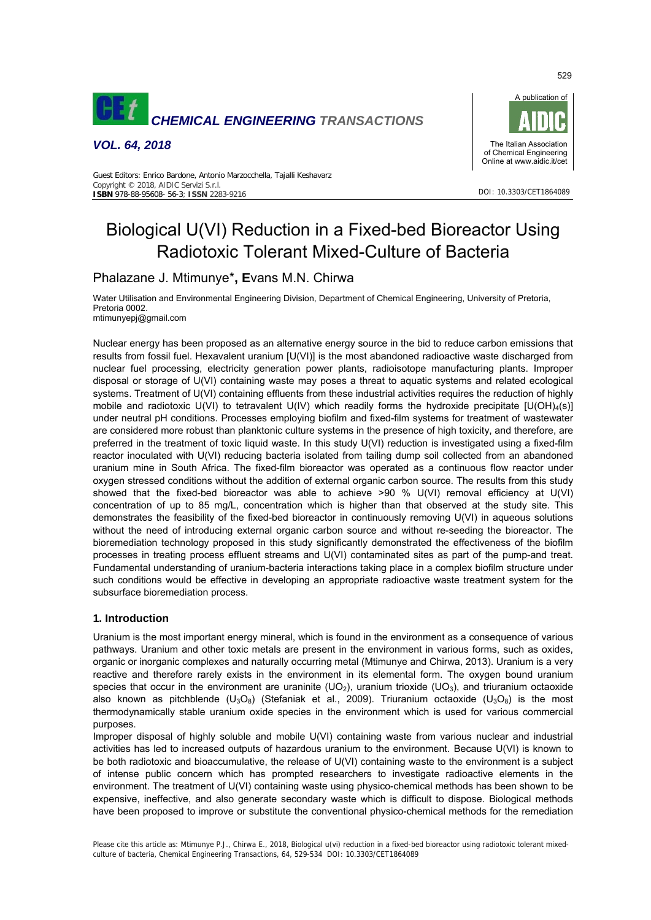# Biological U(VI) Reduction in a Fixed-bed Bioreactor Using Radiotoxic Tolerant Mixed-Culture of Bacteria

Phalazane J. Mtimunye*, **E**vans M.N. Chirwa

Water Utilisation and Environmental Engineering Division, Department of Chemical Engineering, University of Pretoria, Pretoria 0002.
mtimunyepj@gmail.com

Nuclear energy has been proposed as an alternative energy source in the bid to reduce carbon emissions that results from fossil fuel. Hexavalent uranium [U(VI)] is the most abandoned radioactive waste discharged from nuclear fuel processing, electricity generation power plants, radioisotope manufacturing plants. Improper disposal or storage of U(VI) containing waste may poses a threat to aquatic systems and related ecological systems. Treatment of U(VI) containing effluents from these industrial activities requires the reduction of highly mobile and radiotoxic U(VI) to tetravalent U(IV) which readily forms the hydroxide precipitate [$U(OH)_4(s)$] under neutral pH conditions. Processes employing biofilm and fixed-film systems for treatment of wastewater are considered more robust than planktonic culture systems in the presence of high toxicity, and therefore, are preferred in the treatment of toxic liquid waste. In this study U(VI) reduction is investigated using a fixed-film reactor inoculated with U(VI) reducing bacteria isolated from tailing dump soil collected from an abandoned uranium mine in South Africa. The fixed-film bioreactor was operated as a continuous flow reactor under oxygen stressed conditions without the addition of external organic carbon source. The results from this study showed that the fixed-bed bioreactor was able to achieve >90 % U(VI) removal efficiency at U(VI) concentration of up to 85 mg/L, concentration which is higher than that observed at the study site. This demonstrates the feasibility of the fixed-bed bioreactor in continuously removing U(VI) in aqueous solutions without the need of introducing external organic carbon source and without re-seeding the bioreactor. The bioremediation technology proposed in this study significantly demonstrated the effectiveness of the biofilm processes in treating process effluent streams and U(VI) contaminated sites as part of the pump-and treat. Fundamental understanding of uranium-bacteria interactions taking place in a complex biofilm structure under such conditions would be effective in developing an appropriate radioactive waste treatment system for the subsurface bioremediation process.

## 1. Introduction

Uranium is the most important energy mineral, which is found in the environment as a consequence of various pathways. Uranium and other toxic metals are present in the environment in various forms, such as oxides, organic or inorganic complexes and naturally occurring metal (Mtimunye and Chirwa, 2013). Uranium is a very reactive and therefore rarely exists in the environment in its elemental form. The oxygen bound uranium species that occur in the environment are uraninite ($UO_2$), uranium trioxide ($UO_3$), and triuranium octaoxide also known as pitchblende ($U_3O_8$) (Stefaniak et al., 2009). Triuranium octaoxide ($U_3O_8$) is the most thermodynamically stable uranium oxide species in the environment which is used for various commercial purposes.

Improper disposal of highly soluble and mobile U(VI) containing waste from various nuclear and industrial activities has led to increased outputs of hazardous uranium to the environment. Because U(VI) is known to be both radiotoxic and bioaccumulative, the release of U(VI) containing waste to the environment is a subject of intense public concern which has prompted researchers to investigate radioactive elements in the environment. The treatment of U(VI) containing waste using physico-chemical methods has been shown to be expensive, ineffective, and also generate secondary waste which is difficult to dispose. Biological methods have been proposed to improve or substitute the conventional physico-chemical methods for the remediation

Please cite this article as: Mtimunye P.J., Chirwa E., 2018, Biological u(vi) reduction in a fixed-bed bioreactor using radiotoxic tolerant mixed-culture of bacteria, Chemical Engineering Transactions, 64, 529-534 DOI: 10.3303/CET1864089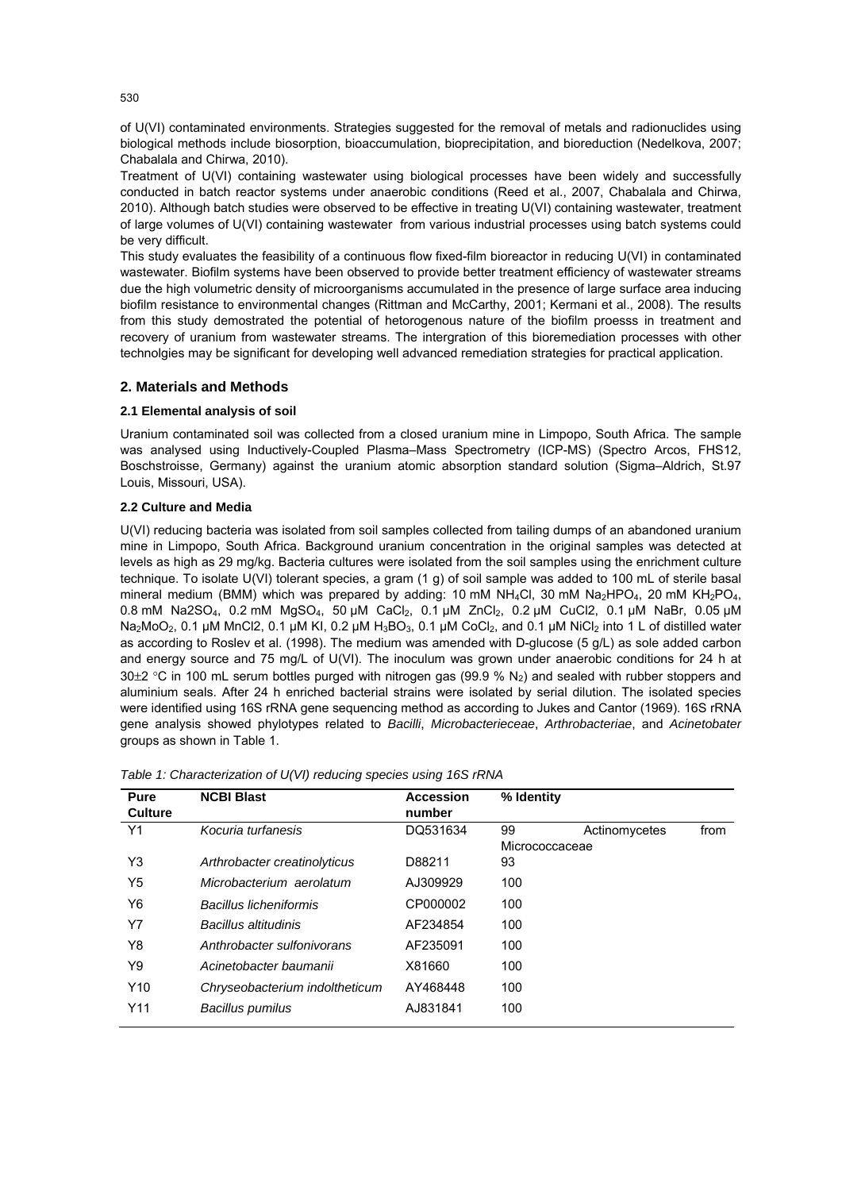of U(VI) contaminated environments. Strategies suggested for the removal of metals and radionuclides using biological methods include biosorption, bioaccumulation, bioprecipitation, and bioreduction (Nedelkova, 2007; Chabalala and Chirwa, 2010).

Treatment of U(VI) containing wastewater using biological processes have been widely and successfully conducted in batch reactor systems under anaerobic conditions (Reed et al., 2007, Chabalala and Chirwa, 2010). Although batch studies were observed to be effective in treating U(VI) containing wastewater, treatment of large volumes of U(VI) containing wastewater from various industrial processes using batch systems could be very difficult.

This study evaluates the feasibility of a continuous flow fixed-film bioreactor in reducing U(VI) in contaminated wastewater. Biofilm systems have been observed to provide better treatment efficiency of wastewater streams due the high volumetric density of microorganisms accumulated in the presence of large surface area inducing biofilm resistance to environmental changes (Rittman and McCarthy, 2001; Kermani et al., 2008). The results from this study demostrated the potential of hetorogenous nature of the biofilm proesss in treatment and recovery of uranium from wastewater streams. The intergration of this bioremediation processes with other technolgies may be significant for developing well advanced remediation strategies for practical application.

## 2. Materials and Methods

### 2.1 Elemental analysis of soil

Uranium contaminated soil was collected from a closed uranium mine in Limpopo, South Africa. The sample was analysed using Inductively-Coupled Plasma–Mass Spectrometry (ICP-MS) (Spectro Arcos, FHS12, Boschstroisse, Germany) against the uranium atomic absorption standard solution (Sigma–Aldrich, St.97 Louis, Missouri, USA).

### 2.2 Culture and Media

U(VI) reducing bacteria was isolated from soil samples collected from tailing dumps of an abandoned uranium mine in Limpopo, South Africa. Background uranium concentration in the original samples was detected at levels as high as 29 mg/kg. Bacteria cultures were isolated from the soil samples using the enrichment culture technique. To isolate U(VI) tolerant species, a gram (1 g) of soil sample was added to 100 mL of sterile basal mineral medium (BMM) which was prepared by adding: 10 mM $NH_4Cl$, 30 mM $Na_2HPO_4$, 20 mM $KH_2PO_4$, 0.8 mM Na2SO$_4$, 0.2 mM $MgSO_4$, 50 µM $CaCl_2$, 0.1 µM $ZnCl_2$, 0.2 µM CuCl2, 0.1 µM NaBr, 0.05 µM $Na_2MoO_2$, 0.1 µM MnCl2, 0.1 µM KI, 0.2 µM $H_3BO_3$, 0.1 µM $CoCl_2$, and 0.1 µM $NiCl_2$ into 1 L of distilled water as according to Roslev et al. (1998). The medium was amended with D-glucose (5 g/L) as sole added carbon and energy source and 75 mg/L of U(VI). The inoculum was grown under anaerobic conditions for 24 h at 30±2 °C in 100 mL serum bottles purged with nitrogen gas (99.9 % $N_2$) and sealed with rubber stoppers and aluminium seals. After 24 h enriched bacterial strains were isolated by serial dilution. The isolated species were identified using 16S rRNA gene sequencing method as according to Jukes and Cantor (1969). 16S rRNA gene analysis showed phylotypes related to *Bacilli*, *Microbacterieceae*, *Arthrobacteriae*, and *Acinetobater* groups as shown in Table 1.

*Table 1: Characterization of U(VI) reducing species using 16S rRNA*

| Pure Culture | NCBI Blast | Accession number | % Identity |
|---|---|---|---|
| Y1 | *Kocuria turfanesis* | DQ531634 | 99 Actinomycetes from Micrococcaceae |
| Y3 | *Arthrobacter creatinolyticus* | D88211 | 93 |
| Y5 | *Microbacterium aerolatum* | AJ309929 | 100 |
| Y6 | *Bacillus licheniformis* | CP000002 | 100 |
| Y7 | *Bacillus altitudinis* | AF234854 | 100 |
| Y8 | *Anthrobacter sulfonivorans* | AF235091 | 100 |
| Y9 | *Acinetobacter baumanii* | X81660 | 100 |
| Y10 | *Chryseobacterium indoltheticum* | AY468448 | 100 |
| Y11 | *Bacillus pumilus* | AJ831841 | 100 |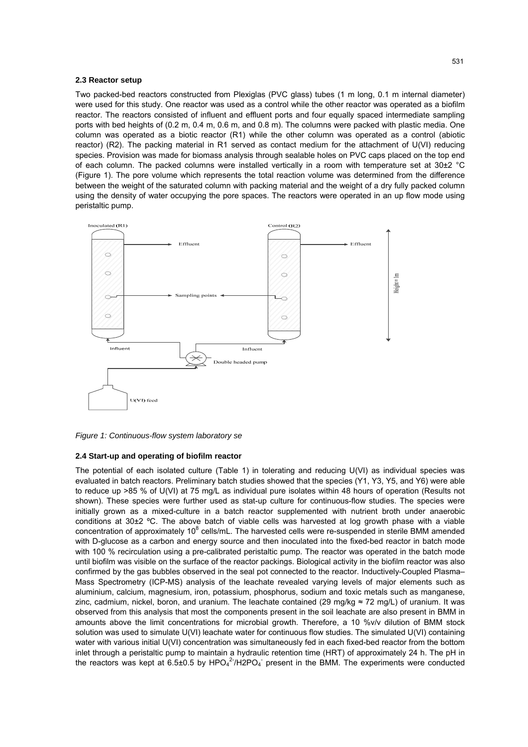### 2.3 Reactor setup

Two packed-bed reactors constructed from Plexiglas (PVC glass) tubes (1 m long, 0.1 m internal diameter) were used for this study. One reactor was used as a control while the other reactor was operated as a biofilm reactor. The reactors consisted of influent and effluent ports and four equally spaced intermediate sampling ports with bed heights of (0.2 m, 0.4 m, 0.6 m, and 0.8 m). The columns were packed with plastic media. One column was operated as a biotic reactor (R1) while the other column was operated as a control (abiotic reactor) (R2). The packing material in R1 served as contact medium for the attachment of U(VI) reducing species. Provision was made for biomass analysis through sealable holes on PVC caps placed on the top end of each column. The packed columns were installed vertically in a room with temperature set at 30±2 °C (Figure 1). The pore volume which represents the total reaction volume was determined from the difference between the weight of the saturated column with packing material and the weight of a dry fully packed column using the density of water occupying the pore spaces. The reactors were operated in an up flow mode using peristaltic pump.

*Figure 1: Continuous-flow system laboratory se*

### 2.4 Start-up and operating of biofilm reactor

The potential of each isolated culture (Table 1) in tolerating and reducing U(VI) as individual species was evaluated in batch reactors. Preliminary batch studies showed that the species (Y1, Y3, Y5, and Y6) were able to reduce up >85 % of U(VI) at 75 mg/L as individual pure isolates within 48 hours of operation (Results not shown). These species were further used as stat-up culture for continuous-flow studies. The species were initially grown as a mixed-culture in a batch reactor supplemented with nutrient broth under anaerobic conditions at 30±2 ºC. The above batch of viable cells was harvested at log growth phase with a viable concentration of approximately $10^8$ cells/mL. The harvested cells were re-suspended in sterile BMM amended with D-glucose as a carbon and energy source and then inoculated into the fixed-bed reactor in batch mode with 100 % recirculation using a pre-calibrated peristaltic pump. The reactor was operated in the batch mode until biofilm was visible on the surface of the reactor packings. Biological activity in the biofilm reactor was also confirmed by the gas bubbles observed in the seal pot connected to the reactor. Inductively-Coupled Plasma–Mass Spectrometry (ICP-MS) analysis of the leachate revealed varying levels of major elements such as aluminium, calcium, magnesium, iron, potassium, phosphorus, sodium and toxic metals such as manganese, zinc, cadmium, nickel, boron, and uranium. The leachate contained (29 mg/kg ≈ 72 mg/L) of uranium. It was observed from this analysis that most the components present in the soil leachate are also present in BMM in amounts above the limit concentrations for microbial growth. Therefore, a 10 %v/v dilution of BMM stock solution was used to simulate U(VI) leachate water for continuous flow studies. The simulated U(VI) containing water with various initial U(VI) concentration was simultaneously fed in each fixed-bed reactor from the bottom inlet through a peristaltic pump to maintain a hydraulic retention time (HRT) of approximately 24 h. The pH in the reactors was kept at 6.5±0.5 by $HPO_4^{2-}$/$H_2PO_4^-$ present in the BMM. The experiments were conducted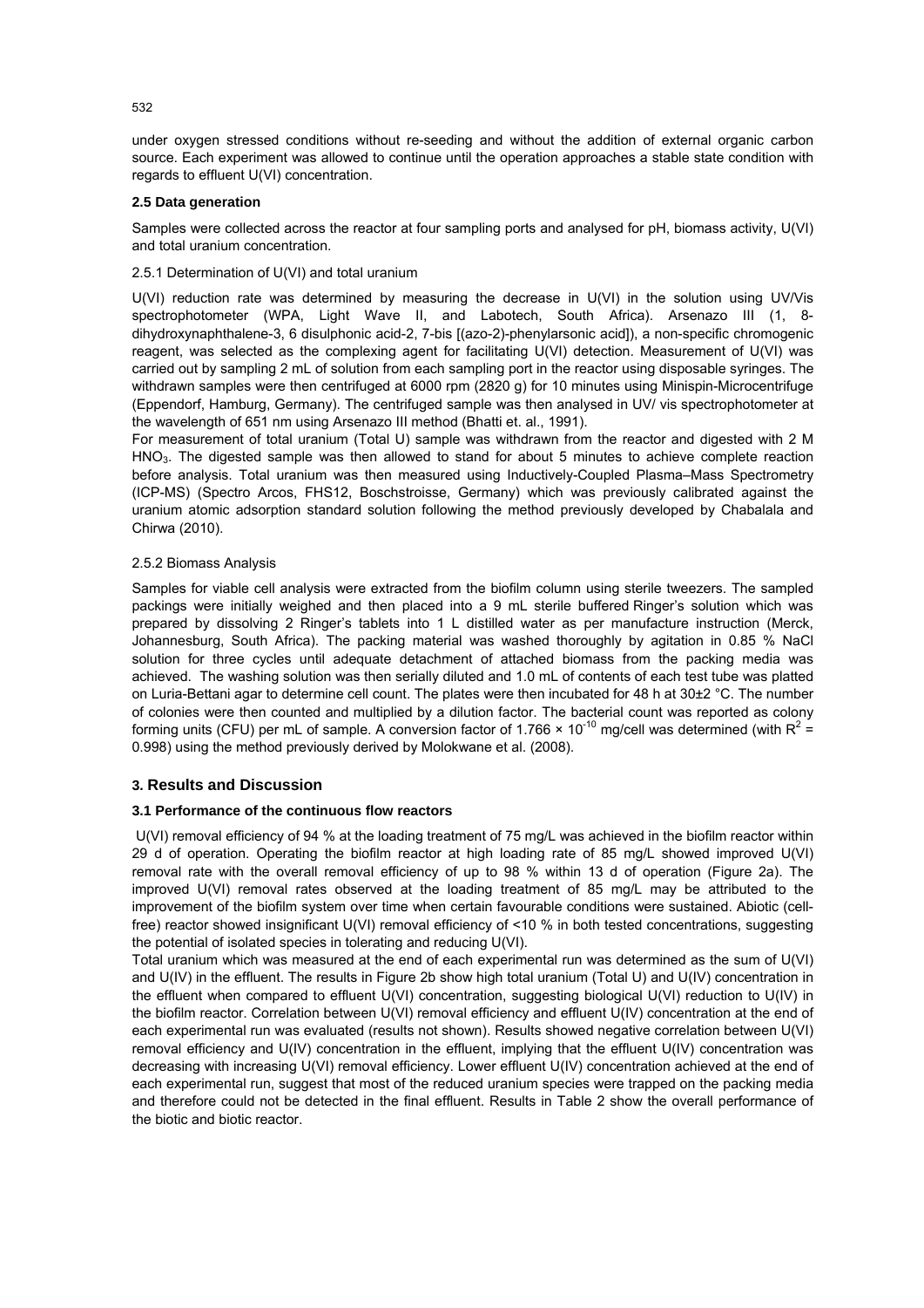under oxygen stressed conditions without re-seeding and without the addition of external organic carbon source. Each experiment was allowed to continue until the operation approaches a stable state condition with regards to effluent U(VI) concentration.

### 2.5 Data generation

Samples were collected across the reactor at four sampling ports and analysed for pH, biomass activity, U(VI) and total uranium concentration.

#### 2.5.1 Determination of U(VI) and total uranium

U(VI) reduction rate was determined by measuring the decrease in U(VI) in the solution using UV/Vis spectrophotometer (WPA, Light Wave II, and Labotech, South Africa). Arsenazo III (1, 8-dihydroxynaphthalene-3, 6 disulphonic acid-2, 7-bis [(azo-2)-phenylarsonic acid]), a non-specific chromogenic reagent, was selected as the complexing agent for facilitating U(VI) detection. Measurement of U(VI) was carried out by sampling 2 mL of solution from each sampling port in the reactor using disposable syringes. The withdrawn samples were then centrifuged at 6000 rpm (2820 g) for 10 minutes using Minispin-Microcentrifuge (Eppendorf, Hamburg, Germany). The centrifuged sample was then analysed in UV/ vis spectrophotometer at the wavelength of 651 nm using Arsenazo III method (Bhatti et. al., 1991).

For measurement of total uranium (Total U) sample was withdrawn from the reactor and digested with 2 M $HNO_3$. The digested sample was then allowed to stand for about 5 minutes to achieve complete reaction before analysis. Total uranium was then measured using Inductively-Coupled Plasma–Mass Spectrometry (ICP-MS) (Spectro Arcos, FHS12, Boschstroisse, Germany) which was previously calibrated against the uranium atomic adsorption standard solution following the method previously developed by Chabalala and Chirwa (2010).

#### 2.5.2 Biomass Analysis

Samples for viable cell analysis were extracted from the biofilm column using sterile tweezers. The sampled packings were initially weighed and then placed into a 9 mL sterile buffered Ringer's solution which was prepared by dissolving 2 Ringer's tablets into 1 L distilled water as per manufacture instruction (Merck, Johannesburg, South Africa). The packing material was washed thoroughly by agitation in 0.85 % NaCl solution for three cycles until adequate detachment of attached biomass from the packing media was achieved. The washing solution was then serially diluted and 1.0 mL of contents of each test tube was platted on Luria-Bettani agar to determine cell count. The plates were then incubated for 48 h at 30±2 °C. The number of colonies were then counted and multiplied by a dilution factor. The bacterial count was reported as colony forming units (CFU) per mL of sample. A conversion factor of $1.766 \times 10^{-10}$ mg/cell was determined (with $R^2$ = 0.998) using the method previously derived by Molokwane et al. (2008).

## 3. Results and Discussion

### 3.1 Performance of the continuous flow reactors

U(VI) removal efficiency of 94 % at the loading treatment of 75 mg/L was achieved in the biofilm reactor within 29 d of operation. Operating the biofilm reactor at high loading rate of 85 mg/L showed improved U(VI) removal rate with the overall removal efficiency of up to 98 % within 13 d of operation (Figure 2a). The improved U(VI) removal rates observed at the loading treatment of 85 mg/L may be attributed to the improvement of the biofilm system over time when certain favourable conditions were sustained. Abiotic (cell-free) reactor showed insignificant U(VI) removal efficiency of <10 % in both tested concentrations, suggesting the potential of isolated species in tolerating and reducing U(VI).

Total uranium which was measured at the end of each experimental run was determined as the sum of U(VI) and U(IV) in the effluent. The results in Figure 2b show high total uranium (Total U) and U(IV) concentration in the effluent when compared to effluent U(VI) concentration, suggesting biological U(VI) reduction to U(IV) in the biofilm reactor. Correlation between U(VI) removal efficiency and effluent U(IV) concentration at the end of each experimental run was evaluated (results not shown). Results showed negative correlation between U(VI) removal efficiency and U(IV) concentration in the effluent, implying that the effluent U(IV) concentration was decreasing with increasing U(VI) removal efficiency. Lower effluent U(IV) concentration achieved at the end of each experimental run, suggest that most of the reduced uranium species were trapped on the packing media and therefore could not be detected in the final effluent. Results in Table 2 show the overall performance of the biotic and biotic reactor.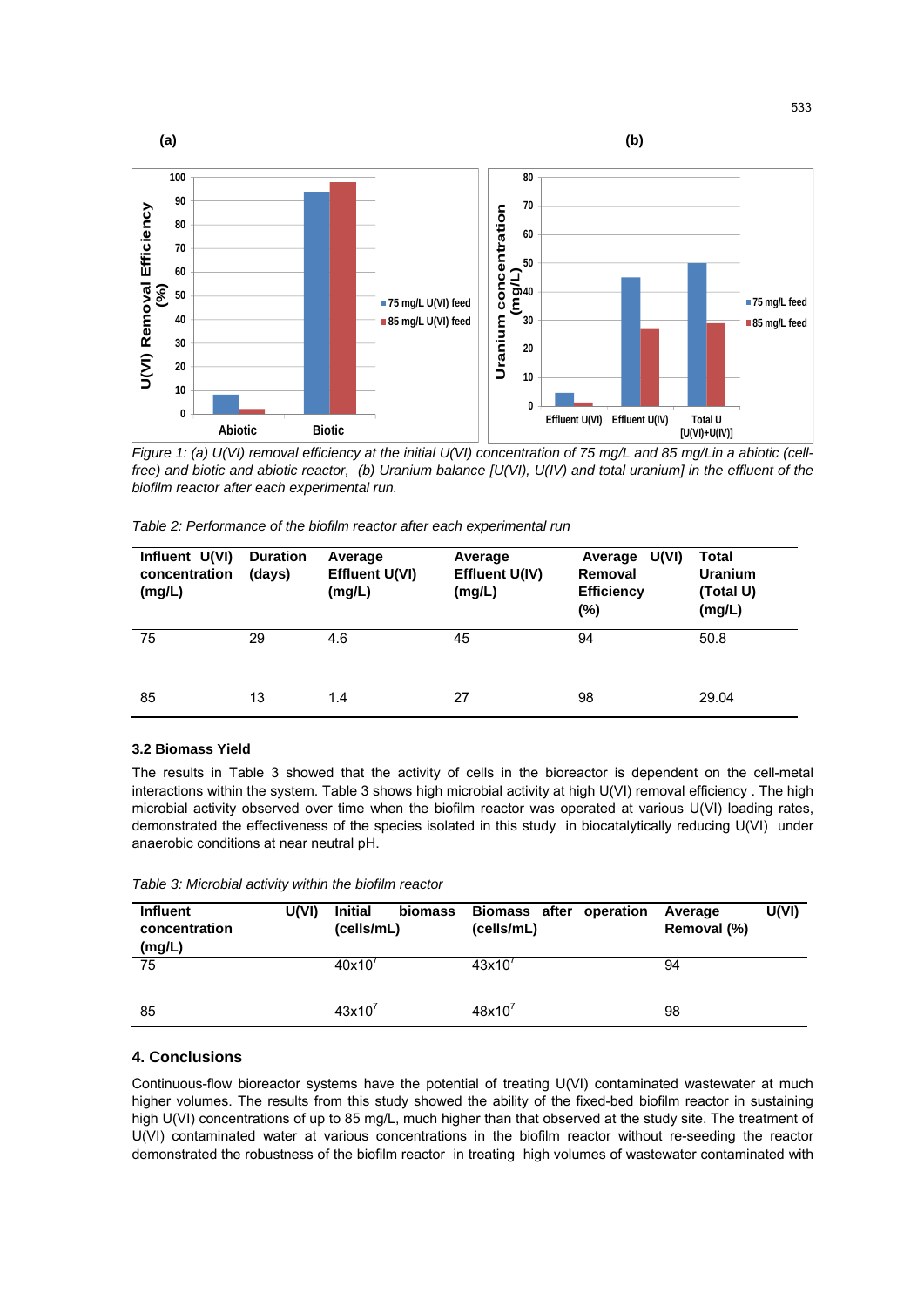*Figure 1: (a) U(VI) removal efficiency at the initial U(VI) concentration of 75 mg/L and 85 mg/Lin a abiotic (cell-free) and biotic and abiotic reactor, (b) Uranium balance [U(VI), U(IV) and total uranium] in the effluent of the biofilm reactor after each experimental run.*

*Table 2: Performance of the biofilm reactor after each experimental run*

| Influent U(VI) concentration (mg/L) | Duration (days) | Average Effluent U(VI) (mg/L) | Average Effluent U(IV) (mg/L) | Average U(VI) Removal Efficiency (%) | Total Uranium (Total U) (mg/L) |
|---|---|---|---|---|---|
| 75 | 29 | 4.6 | 45 | 94 | 50.8 |
| 85 | 13 | 1.4 | 27 | 98 | 29.04 |

### 3.2 Biomass Yield

The results in Table 3 showed that the activity of cells in the bioreactor is dependent on the cell-metal interactions within the system. Table 3 shows high microbial activity at high U(VI) removal efficiency . The high microbial activity observed over time when the biofilm reactor was operated at various U(VI) loading rates, demonstrated the effectiveness of the species isolated in this study in biocatalytically reducing U(VI) under anaerobic conditions at near neutral pH.

*Table 3: Microbial activity within the biofilm reactor*

| Influent U(VI) concentration (mg/L) | Initial biomass (cells/mL) | Biomass after operation (cells/mL) | Average U(VI) Removal (%) |
|---|---|---|---|
| 75 | $40x10^7$ | $43x10^7$ | 94 |
| 85 | $43x10^7$ | $48x10^7$ | 98 |

## 4. Conclusions

Continuous-flow bioreactor systems have the potential of treating U(VI) contaminated wastewater at much higher volumes. The results from this study showed the ability of the fixed-bed biofilm reactor in sustaining high U(VI) concentrations of up to 85 mg/L, much higher than that observed at the study site. The treatment of U(VI) contaminated water at various concentrations in the biofilm reactor without re-seeding the reactor demonstrated the robustness of the biofilm reactor in treating high volumes of wastewater contaminated with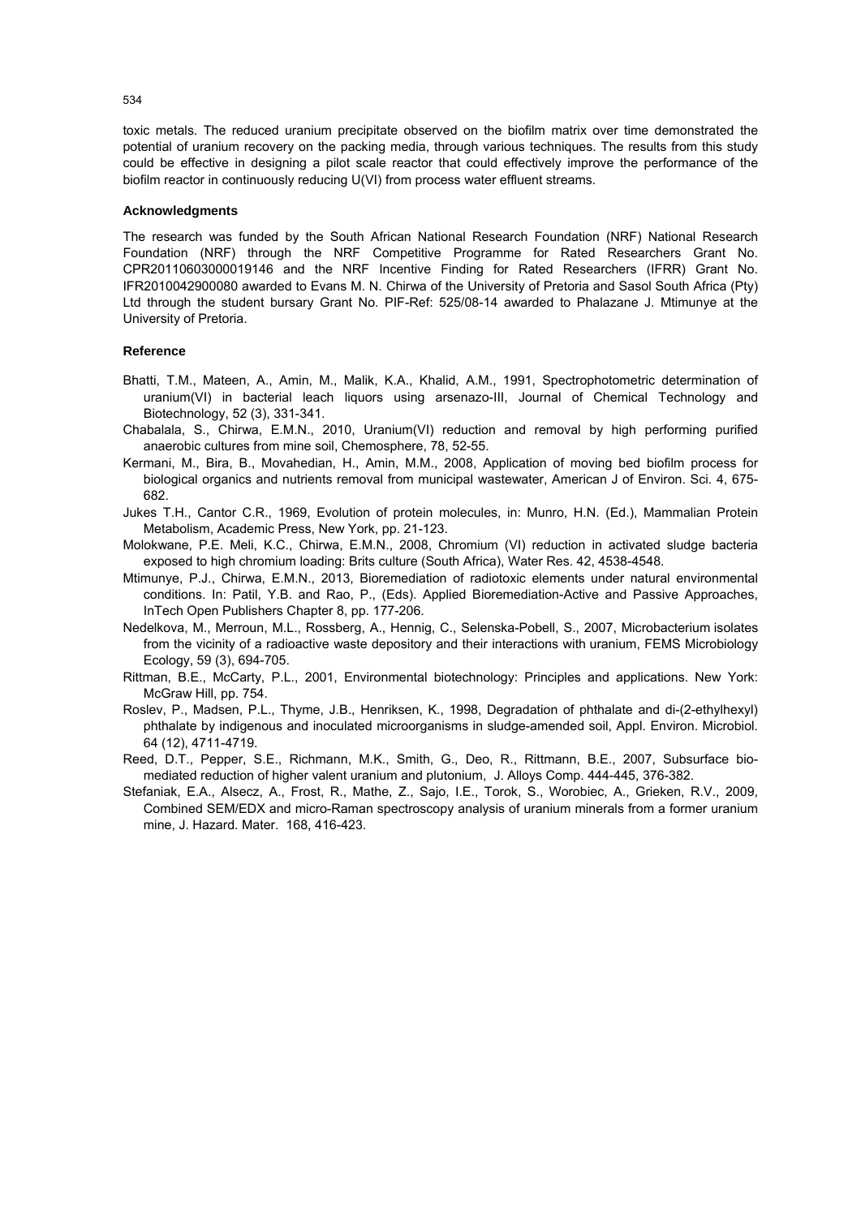toxic metals. The reduced uranium precipitate observed on the biofilm matrix over time demonstrated the potential of uranium recovery on the packing media, through various techniques. The results from this study could be effective in designing a pilot scale reactor that could effectively improve the performance of the biofilm reactor in continuously reducing U(VI) from process water effluent streams.

#### Acknowledgments

The research was funded by the South African National Research Foundation (NRF) National Research Foundation (NRF) through the NRF Competitive Programme for Rated Researchers Grant No. CPR20110603000019146 and the NRF Incentive Finding for Rated Researchers (IFRR) Grant No. IFR2010042900080 awarded to Evans M. N. Chirwa of the University of Pretoria and Sasol South Africa (Pty) Ltd through the student bursary Grant No. PIF-Ref: 525/08-14 awarded to Phalazane J. Mtimunye at the University of Pretoria.

#### Reference

Bhatti, T.M., Mateen, A., Amin, M., Malik, K.A., Khalid, A.M., 1991, Spectrophotometric determination of uranium(VI) in bacterial leach liquors using arsenazo-III, Journal of Chemical Technology and Biotechnology, 52 (3), 331-341.

Chabalala, S., Chirwa, E.M.N., 2010, Uranium(VI) reduction and removal by high performing purified anaerobic cultures from mine soil, Chemosphere, 78, 52-55.

Kermani, M., Bira, B., Movahedian, H., Amin, M.M., 2008, Application of moving bed biofilm process for biological organics and nutrients removal from municipal wastewater, American J of Environ. Sci. 4, 675-682.

Jukes T.H., Cantor C.R., 1969, Evolution of protein molecules, in: Munro, H.N. (Ed.), Mammalian Protein Metabolism, Academic Press, New York, pp. 21-123.

Molokwane, P.E. Meli, K.C., Chirwa, E.M.N., 2008, Chromium (VI) reduction in activated sludge bacteria exposed to high chromium loading: Brits culture (South Africa), Water Res. 42, 4538-4548.

Mtimunye, P.J., Chirwa, E.M.N., 2013, Bioremediation of radiotoxic elements under natural environmental conditions. In: Patil, Y.B. and Rao, P., (Eds). Applied Bioremediation-Active and Passive Approaches, InTech Open Publishers Chapter 8, pp. 177-206.

Nedelkova, M., Merroun, M.L., Rossberg, A., Hennig, C., Selenska-Pobell, S., 2007, Microbacterium isolates from the vicinity of a radioactive waste depository and their interactions with uranium, FEMS Microbiology Ecology, 59 (3), 694-705.

Rittman, B.E., McCarty, P.L., 2001, Environmental biotechnology: Principles and applications. New York: McGraw Hill, pp. 754.

Roslev, P., Madsen, P.L., Thyme, J.B., Henriksen, K., 1998, Degradation of phthalate and di-(2-ethylhexyl) phthalate by indigenous and inoculated microorganisms in sludge-amended soil, Appl. Environ. Microbiol. 64 (12), 4711-4719.

Reed, D.T., Pepper, S.E., Richmann, M.K., Smith, G., Deo, R., Rittmann, B.E., 2007, Subsurface bio-mediated reduction of higher valent uranium and plutonium, J. Alloys Comp. 444-445, 376-382.

Stefaniak, E.A., Alsecz, A., Frost, R., Mathe, Z., Sajo, I.E., Torok, S., Worobiec, A., Grieken, R.V., 2009, Combined SEM/EDX and micro-Raman spectroscopy analysis of uranium minerals from a former uranium mine, J. Hazard. Mater. 168, 416-423.